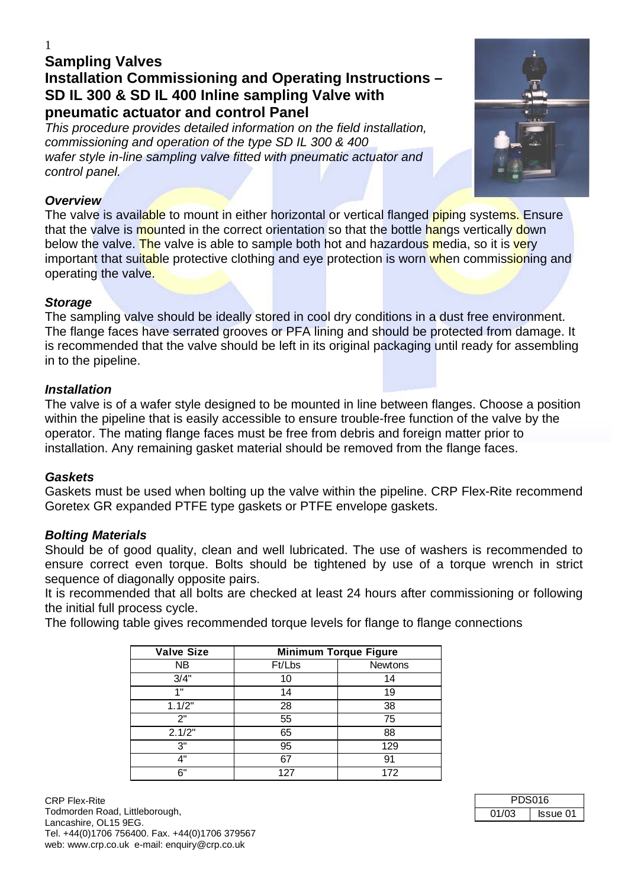# Sampling Valves

## Installation Commissioning and Operating Instructions – SD IL 300 & SD IL 400 Inline sampling Valve with pneumatic actuator and control Panel

*This procedure provides detailed information on the field installation, commissioning and operation of the type SD IL 300 & 400 wafer style in-line sampling valve fitted with pneumatic actuator and control panel.*

### *Overview*

The valve is available to mount in either horizontal or vertical flanged piping systems. Ensure that the valve is mounted in the correct orientation so that the bottle hangs vertically down below the valve. The valve is able to sample both hot and hazardous media, so it is very important that suitable protective clothing and eye protection is worn when commissioning and operating the valve.

### *Storage*

The sampling valve should be ideally stored in cool dry conditions in a dust free environment. The flange faces have serrated grooves or PFA lining and should be protected from damage. It is recommended that the valve should be left in its original packaging until ready for assembling in to the pipeline.

### *Installation*

The valve is of a wafer style designed to be mounted in line between flanges. Choose a position within the pipeline that is easily accessible to ensure trouble-free function of the valve by the operator. The mating flange faces must be free from debris and foreign matter prior to installation. Any remaining gasket material should be removed from the flange faces.

### *Gaskets*

Gaskets must be used when bolting up the valve within the pipeline. CRP Flex-Rite recommend Goretex GR expanded PTFE type gaskets or PTFE envelope gaskets.

### *Bolting Materials*

Should be of good quality, clean and well lubricated. The use of washers is recommended to ensure correct even torque. Bolts should be tightened by use of a torque wrench in strict sequence of diagonally opposite pairs.

It is recommended that all bolts are checked at least 24 hours after commissioning or following the initial full process cycle.

The following table gives recommended torque levels for flange to flange connections

| Valve Size | Minimum Torque Figure | |
|---|---|---|
| NB | Ft/Lbs | Newtons |
| 3/4" | 10 | 14 |
| 1" | 14 | 19 |
| 1.1/2" | 28 | 38 |
| 2" | 55 | 75 |
| 2.1/2" | 65 | 88 |
| 3" | 95 | 129 |
| 4" | 67 | 91 |
| 6" | 127 | 172 |

CRP Flex-Rite
Todmorden Road, Littleborough,
Lancashire, OL15 9EG.
Tel. +44(0)1706 756400. Fax. +44(0)1706 379567
web: www.crp.co.uk e-mail: enquiry@crp.co.uk

| PDS016 | |
|---|---|
| 01/03 | Issue 01 |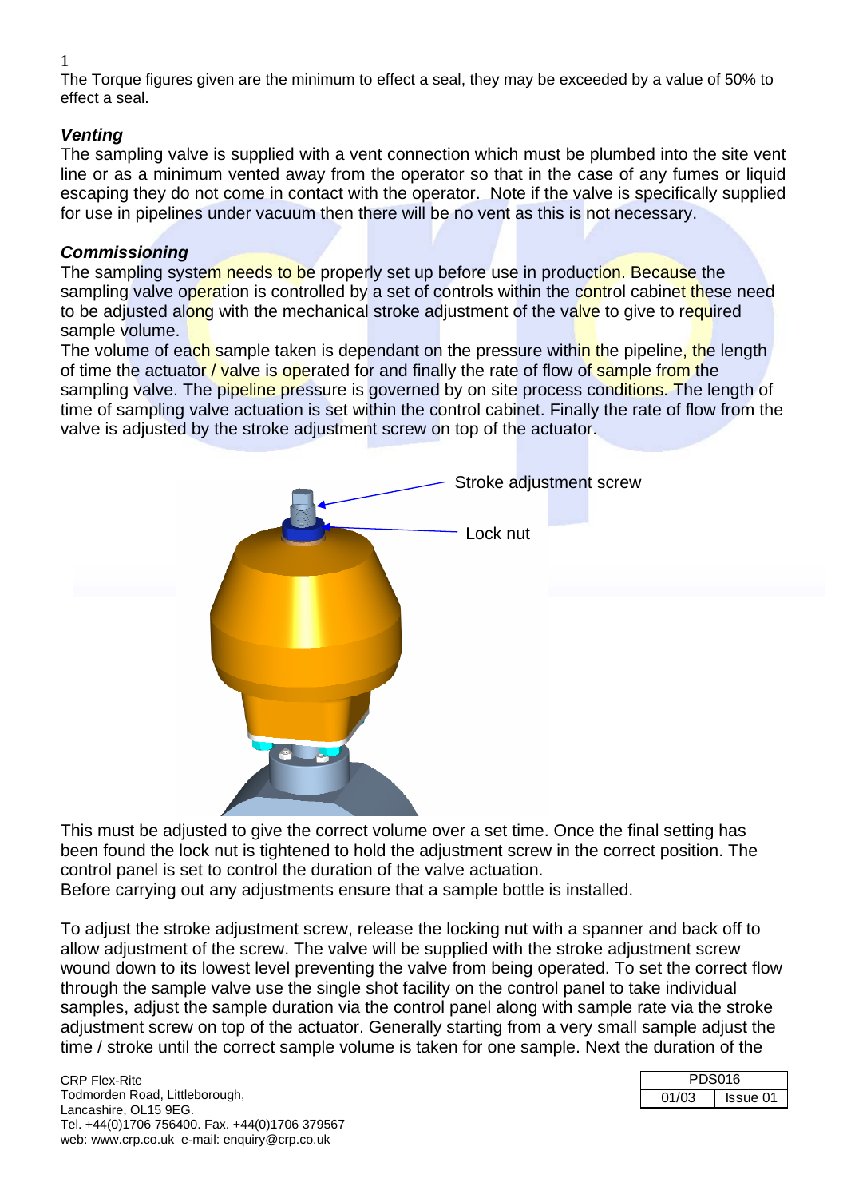1
The Torque figures given are the minimum to effect a seal, they may be exceeded by a value of 50% to effect a seal.

### *Venting*

The sampling valve is supplied with a vent connection which must be plumbed into the site vent line or as a minimum vented away from the operator so that in the case of any fumes or liquid escaping they do not come in contact with the operator. Note if the valve is specifically supplied for use in pipelines under vacuum then there will be no vent as this is not necessary.

### *Commissioning*

The sampling system needs to be properly set up before use in production. Because the sampling valve operation is controlled by a set of controls within the control cabinet these need to be adjusted along with the mechanical stroke adjustment of the valve to give to required sample volume.
The volume of each sample taken is dependant on the pressure within the pipeline, the length of time the actuator / valve is operated for and finally the rate of flow of sample from the sampling valve. The pipeline pressure is governed by on site process conditions. The length of time of sampling valve actuation is set within the control cabinet. Finally the rate of flow from the valve is adjusted by the stroke adjustment screw on top of the actuator.

Stroke adjustment screw

Lock nut

This must be adjusted to give the correct volume over a set time. Once the final setting has been found the lock nut is tightened to hold the adjustment screw in the correct position. The control panel is set to control the duration of the valve actuation.
Before carrying out any adjustments ensure that a sample bottle is installed.

To adjust the stroke adjustment screw, release the locking nut with a spanner and back off to allow adjustment of the screw. The valve will be supplied with the stroke adjustment screw wound down to its lowest level preventing the valve from being operated. To set the correct flow through the sample valve use the single shot facility on the control panel to take individual samples, adjust the sample duration via the control panel along with sample rate via the stroke adjustment screw on top of the actuator. Generally starting from a very small sample adjust the time / stroke until the correct sample volume is taken for one sample. Next the duration of the

CRP Flex-Rite
Todmorden Road, Littleborough,
Lancashire, OL15 9EG.
Tel. +44(0)1706 756400. Fax. +44(0)1706 379567
web: www.crp.co.uk e-mail: enquiry@crp.co.uk

| PDS016 | |
|---|---|
| 01/03 | Issue 01 |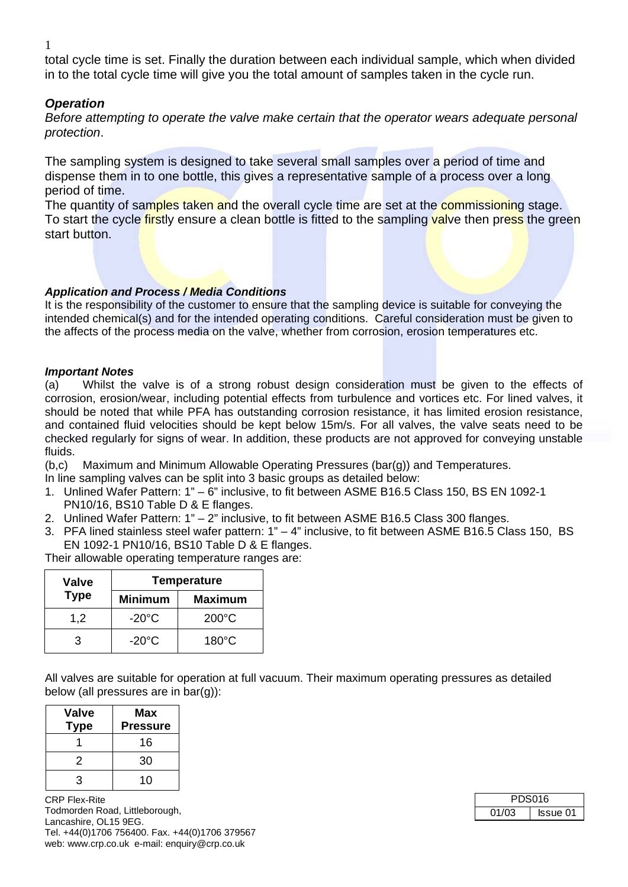total cycle time is set. Finally the duration between each individual sample, which when divided in to the total cycle time will give you the total amount of samples taken in the cycle run.

### *Operation*

*Before attempting to operate the valve make certain that the operator wears adequate personal protection*.

The sampling system is designed to take several small samples over a period of time and dispense them in to one bottle, this gives a representative sample of a process over a long period of time.
The quantity of samples taken and the overall cycle time are set at the commissioning stage. To start the cycle firstly ensure a clean bottle is fitted to the sampling valve then press the green start button.

#### ***Application and Process / Media Conditions***

It is the responsibility of the customer to ensure that the sampling device is suitable for conveying the intended chemical(s) and for the intended operating conditions. Careful consideration must be given to the affects of the process media on the valve, whether from corrosion, erosion temperatures etc.

#### ***Important Notes***

(a) Whilst the valve is of a strong robust design consideration must be given to the effects of corrosion, erosion/wear, including potential effects from turbulence and vortices etc. For lined valves, it should be noted that while PFA has outstanding corrosion resistance, it has limited erosion resistance, and contained fluid velocities should be kept below 15m/s. For all valves, the valve seats need to be checked regularly for signs of wear. In addition, these products are not approved for conveying unstable fluids.

(b,c) Maximum and Minimum Allowable Operating Pressures (bar(g)) and Temperatures.

In line sampling valves can be split into 3 basic groups as detailed below:

1. Unlined Wafer Pattern: 1" – 6" inclusive, to fit between ASME B16.5 Class 150, BS EN 1092-1 PN10/16, BS10 Table D & E flanges.
2. Unlined Wafer Pattern: 1" – 2" inclusive, to fit between ASME B16.5 Class 300 flanges.
3. PFA lined stainless steel wafer pattern: 1" – 4" inclusive, to fit between ASME B16.5 Class 150, BS EN 1092-1 PN10/16, BS10 Table D & E flanges.

Their allowable operating temperature ranges are:

| Valve Type | Temperature | |
|---|---|---|
| | Minimum | Maximum |
| 1,2 | -20°C | 200°C |
| 3 | -20°C | 180°C |

All valves are suitable for operation at full vacuum. Their maximum operating pressures as detailed below (all pressures are in bar(g)):

| Valve Type | Max Pressure |
|---|---|
| 1 | 16 |
| 2 | 30 |
| 3 | 10 |

CRP Flex-Rite
Todmorden Road, Littleborough,
Lancashire, OL15 9EG.
Tel. +44(0)1706 756400. Fax. +44(0)1706 379567
web: www.crp.co.uk e-mail: enquiry@crp.co.uk

| PDS016 | |
|---|---|
| 01/03 | Issue 01 |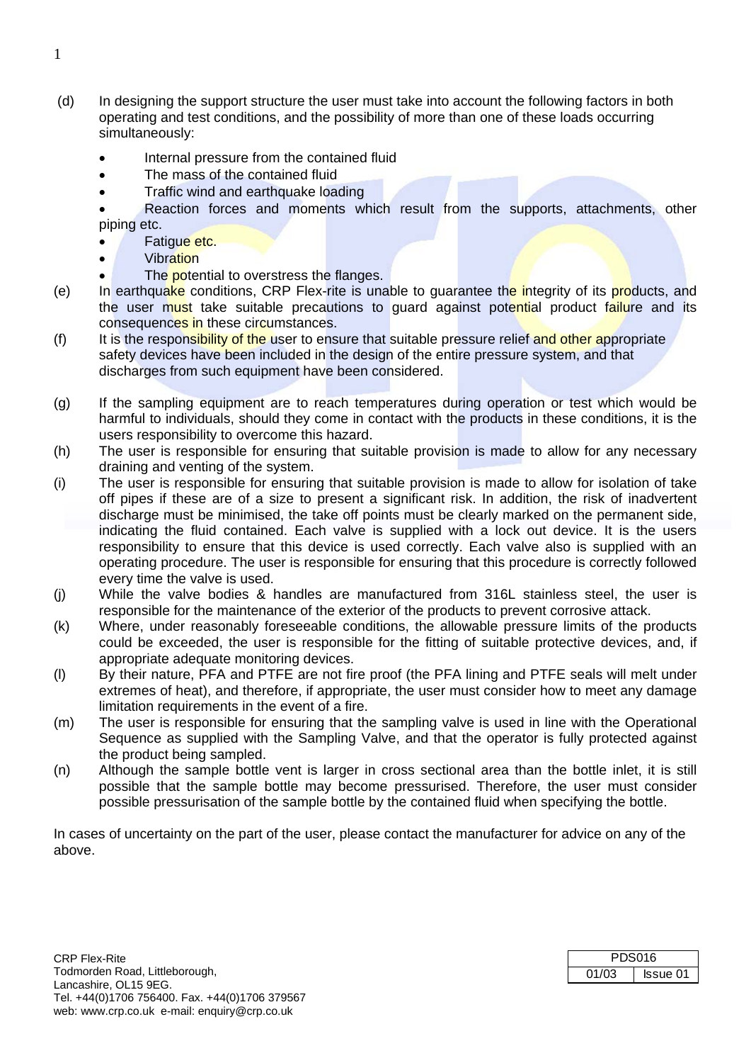(d) In designing the support structure the user must take into account the following factors in both operating and test conditions, and the possibility of more than one of these loads occurring simultaneously:

- Internal pressure from the contained fluid
- The mass of the contained fluid
- Traffic wind and earthquake loading
- Reaction forces and moments which result from the supports, attachments, other piping etc.
- Fatigue etc.
- Vibration
- The potential to overstress the flanges.

(e) In earthquake conditions, CRP Flex-rite is unable to guarantee the integrity of its products, and the user must take suitable precautions to guard against potential product failure and its consequences in these circumstances.

(f) It is the responsibility of the user to ensure that suitable pressure relief and other appropriate safety devices have been included in the design of the entire pressure system, and that discharges from such equipment have been considered.

(g) If the sampling equipment are to reach temperatures during operation or test which would be harmful to individuals, should they come in contact with the products in these conditions, it is the users responsibility to overcome this hazard.

(h) The user is responsible for ensuring that suitable provision is made to allow for any necessary draining and venting of the system.

(i) The user is responsible for ensuring that suitable provision is made to allow for isolation of take off pipes if these are of a size to present a significant risk. In addition, the risk of inadvertent discharge must be minimised, the take off points must be clearly marked on the permanent side, indicating the fluid contained. Each valve is supplied with a lock out device. It is the users responsibility to ensure that this device is used correctly. Each valve also is supplied with an operating procedure. The user is responsible for ensuring that this procedure is correctly followed every time the valve is used.

(j) While the valve bodies & handles are manufactured from 316L stainless steel, the user is responsible for the maintenance of the exterior of the products to prevent corrosive attack.

(k) Where, under reasonably foreseeable conditions, the allowable pressure limits of the products could be exceeded, the user is responsible for the fitting of suitable protective devices, and, if appropriate adequate monitoring devices.

(l) By their nature, PFA and PTFE are not fire proof (the PFA lining and PTFE seals will melt under extremes of heat), and therefore, if appropriate, the user must consider how to meet any damage limitation requirements in the event of a fire.

(m) The user is responsible for ensuring that the sampling valve is used in line with the Operational Sequence as supplied with the Sampling Valve, and that the operator is fully protected against the product being sampled.

(n) Although the sample bottle vent is larger in cross sectional area than the bottle inlet, it is still possible that the sample bottle may become pressurised. Therefore, the user must consider possible pressurisation of the sample bottle by the contained fluid when specifying the bottle.

In cases of uncertainty on the part of the user, please contact the manufacturer for advice on any of the above.